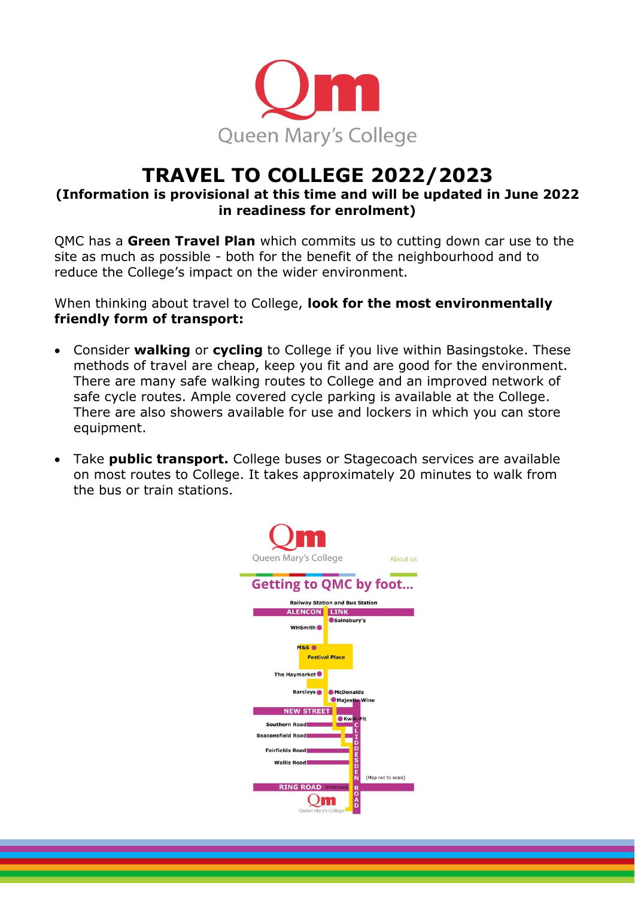Queen Mary's College

# TRAVEL TO COLLEGE 2022/2023

**(Information is provisional at this time and will be updated in June 2022 in readiness for enrolment)**

QMC has a **Green Travel Plan** which commits us to cutting down car use to the site as much as possible - both for the benefit of the neighbourhood and to reduce the College's impact on the wider environment.

When thinking about travel to College, **look for the most environmentally friendly form of transport:**

- Consider **walking** or **cycling** to College if you live within Basingstoke. These methods of travel are cheap, keep you fit and are good for the environment. There are many safe walking routes to College and an improved network of safe cycle routes. Ample covered cycle parking is available at the College. There are also showers available for use and lockers in which you can store equipment.

- Take **public transport.** College buses or Stagecoach services are available on most routes to College. It takes approximately 20 minutes to walk from the bus or train stations.

## Getting to QMC by foot...

Railway Station and Bus Station – Alencon Link – Sainsbury's – WHSmith – M&S – Festival Place – The Haymarket – Barclays – McDonalds – Majestic Wine – New Street – Kwik-Fit – Southern Road – Beaconsfield Road – Fairfields Road – Wallis Road – Cliddesden Road – Ring Road (Underpass) – Queen Mary's College

(Map not to scale)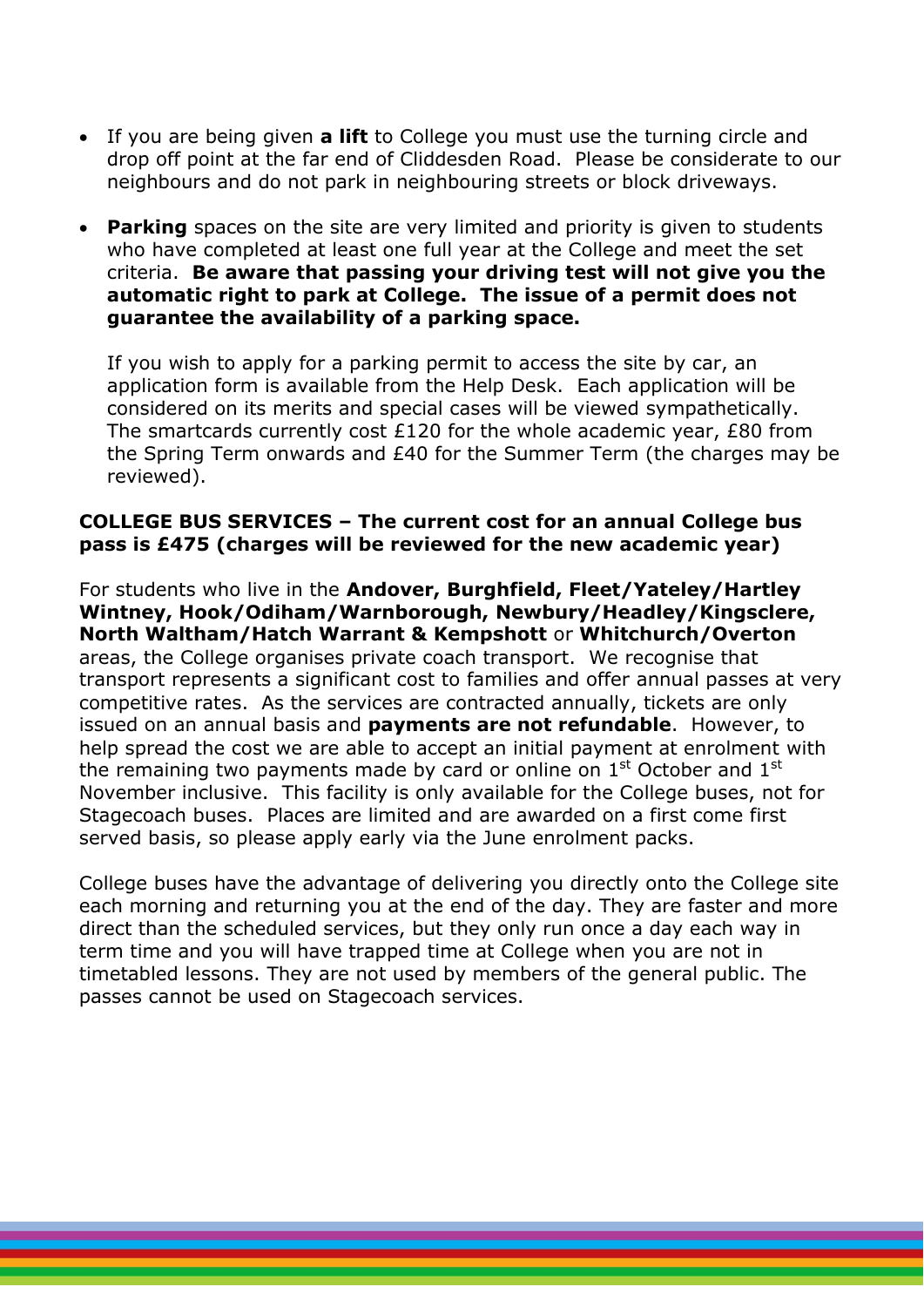- If you are being given **a lift** to College you must use the turning circle and drop off point at the far end of Cliddesden Road. Please be considerate to our neighbours and do not park in neighbouring streets or block driveways.

- **Parking** spaces on the site are very limited and priority is given to students who have completed at least one full year at the College and meet the set criteria. **Be aware that passing your driving test will not give you the automatic right to park at College. The issue of a permit does not guarantee the availability of a parking space.**

  If you wish to apply for a parking permit to access the site by car, an application form is available from the Help Desk. Each application will be considered on its merits and special cases will be viewed sympathetically. The smartcards currently cost £120 for the whole academic year, £80 from the Spring Term onwards and £40 for the Summer Term (the charges may be reviewed).

**COLLEGE BUS SERVICES – The current cost for an annual College bus pass is £475 (charges will be reviewed for the new academic year)**

For students who live in the **Andover, Burghfield, Fleet/Yateley/Hartley Wintney, Hook/Odiham/Warnborough, Newbury/Headley/Kingsclere, North Waltham/Hatch Warrant & Kempshott** or **Whitchurch/Overton** areas, the College organises private coach transport. We recognise that transport represents a significant cost to families and offer annual passes at very competitive rates. As the services are contracted annually, tickets are only issued on an annual basis and **payments are not refundable**. However, to help spread the cost we are able to accept an initial payment at enrolment with the remaining two payments made by card or online on 1st October and 1st November inclusive. This facility is only available for the College buses, not for Stagecoach buses. Places are limited and are awarded on a first come first served basis, so please apply early via the June enrolment packs.

College buses have the advantage of delivering you directly onto the College site each morning and returning you at the end of the day. They are faster and more direct than the scheduled services, but they only run once a day each way in term time and you will have trapped time at College when you are not in timetabled lessons. They are not used by members of the general public. The passes cannot be used on Stagecoach services.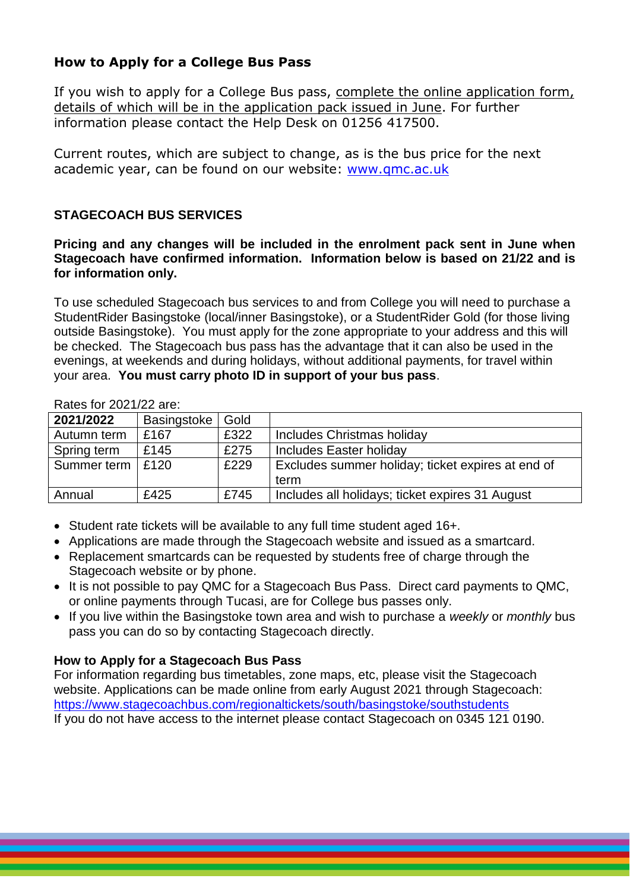## How to Apply for a College Bus Pass

If you wish to apply for a College Bus pass, complete the online application form, details of which will be in the application pack issued in June. For further information please contact the Help Desk on 01256 417500.

Current routes, which are subject to change, as is the bus price for the next academic year, can be found on our website: [www.qmc.ac.uk](http://www.qmc.ac.uk)

## STAGECOACH BUS SERVICES

**Pricing and any changes will be included in the enrolment pack sent in June when Stagecoach have confirmed information. Information below is based on 21/22 and is for information only.**

To use scheduled Stagecoach bus services to and from College you will need to purchase a StudentRider Basingstoke (local/inner Basingstoke), or a StudentRider Gold (for those living outside Basingstoke). You must apply for the zone appropriate to your address and this will be checked. The Stagecoach bus pass has the advantage that it can also be used in the evenings, at weekends and during holidays, without additional payments, for travel within your area. **You must carry photo ID in support of your bus pass**.

Rates for 2021/22 are:

| **2021/2022** | Basingstoke | Gold | |
|---|---|---|---|
| Autumn term | £167 | £322 | Includes Christmas holiday |
| Spring term | £145 | £275 | Includes Easter holiday |
| Summer term | £120 | £229 | Excludes summer holiday; ticket expires at end of term |
| Annual | £425 | £745 | Includes all holidays; ticket expires 31 August |

- Student rate tickets will be available to any full time student aged 16+.
- Applications are made through the Stagecoach website and issued as a smartcard.
- Replacement smartcards can be requested by students free of charge through the Stagecoach website or by phone.
- It is not possible to pay QMC for a Stagecoach Bus Pass. Direct card payments to QMC, or online payments through Tucasi, are for College bus passes only.
- If you live within the Basingstoke town area and wish to purchase a *weekly* or *monthly* bus pass you can do so by contacting Stagecoach directly.

### How to Apply for a Stagecoach Bus Pass

For information regarding bus timetables, zone maps, etc, please visit the Stagecoach website. Applications can be made online from early August 2021 through Stagecoach: [https://www.stagecoachbus.com/regionaltickets/south/basingstoke/southstudents](https://www.stagecoachbus.com/regionaltickets/south/basingstoke/southstudents)
If you do not have access to the internet please contact Stagecoach on 0345 121 0190.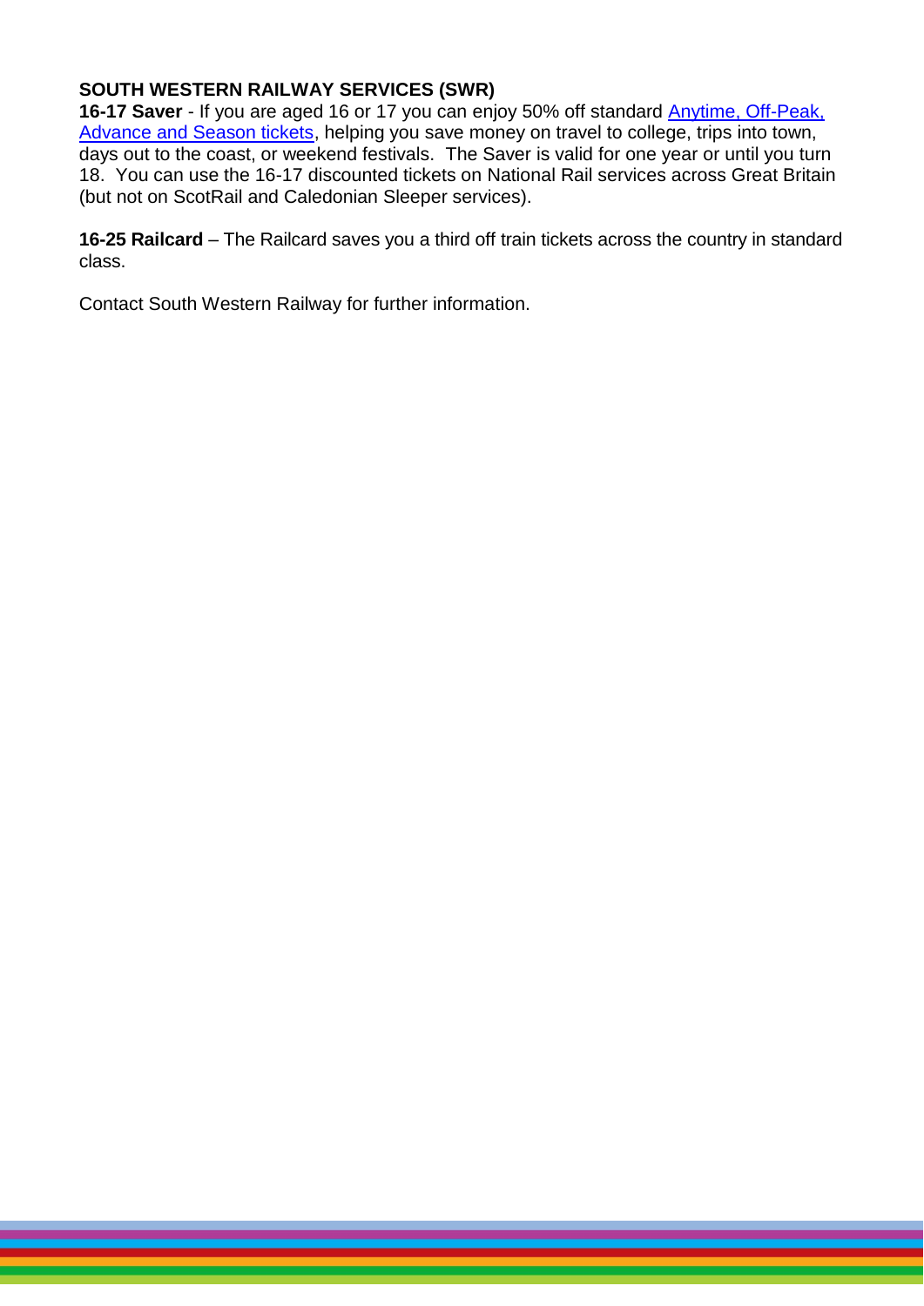**SOUTH WESTERN RAILWAY SERVICES (SWR)**

**16-17 Saver** - If you are aged 16 or 17 you can enjoy 50% off standard Anytime, Off-Peak, Advance and Season tickets, helping you save money on travel to college, trips into town, days out to the coast, or weekend festivals. The Saver is valid for one year or until you turn 18. You can use the 16-17 discounted tickets on National Rail services across Great Britain (but not on ScotRail and Caledonian Sleeper services).

**16-25 Railcard** – The Railcard saves you a third off train tickets across the country in standard class.

Contact South Western Railway for further information.